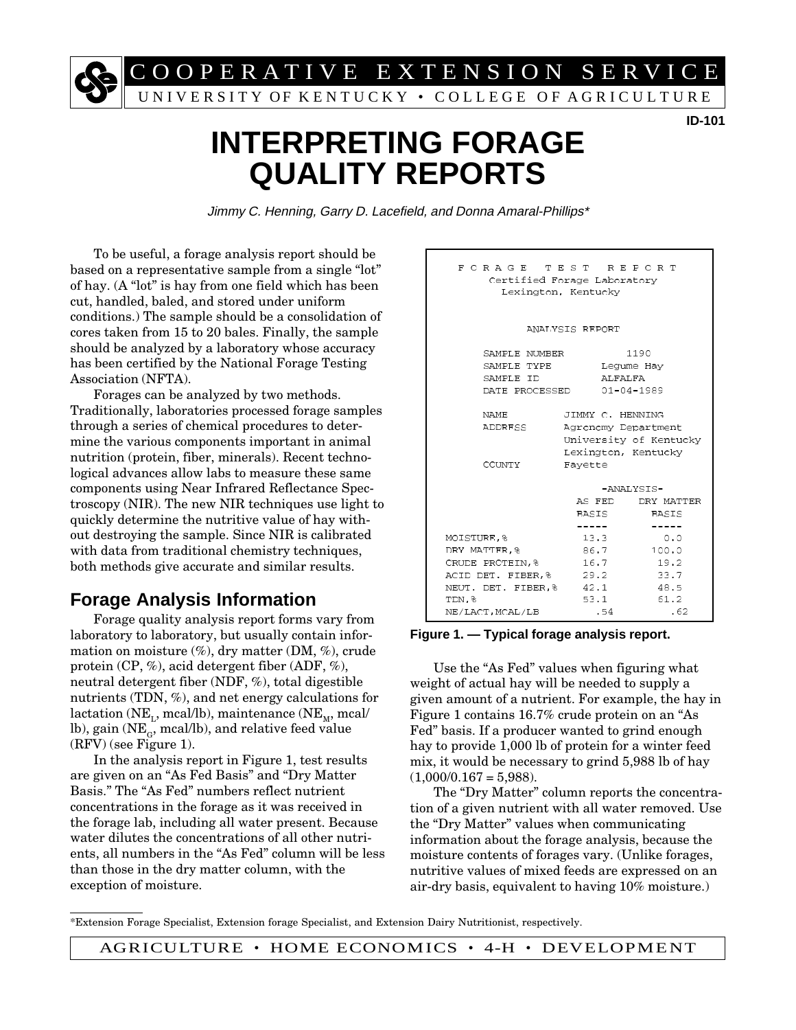COOPERATIVE EXTENSION SERVICE

UNIVERSITY OF KENTUCKY • COLLEGE OF AGRICULTURE

ID-101

# INTERPRETING FORAGE QUALITY REPORTS

*Jimmy C. Henning, Garry D. Lacefield, and Donna Amaral-Phillips\**

To be useful, a forage analysis report should be based on a representative sample from a single "lot" of hay. (A "lot" is hay from one field which has been cut, handled, baled, and stored under uniform conditions.) The sample should be a consolidation of cores taken from 15 to 20 bales. Finally, the sample should be analyzed by a laboratory whose accuracy has been certified by the National Forage Testing Association (NFTA).

Forages can be analyzed by two methods. Traditionally, laboratories processed forage samples through a series of chemical procedures to determine the various components important in animal nutrition (protein, fiber, minerals). Recent technological advances allow labs to measure these same components using Near Infrared Reflectance Spectroscopy (NIR). The new NIR techniques use light to quickly determine the nutritive value of hay without destroying the sample. Since NIR is calibrated with data from traditional chemistry techniques, both methods give accurate and similar results.

## Forage Analysis Information

Forage quality analysis report forms vary from laboratory to laboratory, but usually contain information on moisture (%), dry matter (DM, %), crude protein (CP, %), acid detergent fiber (ADF, %), neutral detergent fiber (NDF, %), total digestible nutrients (TDN, %), and net energy calculations for lactation ($NE_L$, mcal/lb), maintenance ($NE_M$, mcal/lb), gain ($NE_G$, mcal/lb), and relative feed value (RFV) (see Figure 1).

In the analysis report in Figure 1, test results are given on an "As Fed Basis" and "Dry Matter Basis." The "As Fed" numbers reflect nutrient concentrations in the forage as it was received in the forage lab, including all water present. Because water dilutes the concentrations of all other nutrients, all numbers in the "As Fed" column will be less than those in the dry matter column, with the exception of moisture.

```
F O R A G E   T E S T   R E P O R T
   Certified Forage Laboratory
      Lexington, Kentucky

         ANALYSIS REPORT

SAMPLE NUMBER          1190
SAMPLE TYPE         Legume Hay
SAMPLE ID           ALFALFA
DATE PROCESSED      01-04-1989

NAME          JIMMY C. HENNING
ADDRESS       Agronomy Department
              University of Kentucky
              Lexington, Kentucky
COUNTY        Fayette

                        -ANALYSIS-
                     AS FED    DRY MATTER
                     BASIS       BASIS
                     -----       -----
MOISTURE,%            13.3         0.0
DRY MATTER,%          86.7       100.0
CRUDE PROTEIN,%       16.7        19.2
ACID DET. FIBER,%     29.2        33.7
NEUT. DET. FIBER,%    42.1        48.5
TDN,%                 53.1        61.2
NE/LACT,MCAL/LB        .54         .62
```

**Figure 1. — Typical forage analysis report.**

Use the "As Fed" values when figuring what weight of actual hay will be needed to supply a given amount of a nutrient. For example, the hay in Figure 1 contains 16.7% crude protein on an "As Fed" basis. If a producer wanted to grind enough hay to provide 1,000 lb of protein for a winter feed mix, it would be necessary to grind 5,988 lb of hay (1,000/0.167 = 5,988).

The "Dry Matter" column reports the concentration of a given nutrient with all water removed. Use the "Dry Matter" values when communicating information about the forage analysis, because the moisture contents of forages vary. (Unlike forages, nutritive values of mixed feeds are expressed on an air-dry basis, equivalent to having 10% moisture.)

\*Extension Forage Specialist, Extension forage Specialist, and Extension Dairy Nutritionist, respectively.

AGRICULTURE • HOME ECONOMICS • 4-H • DEVELOPMENT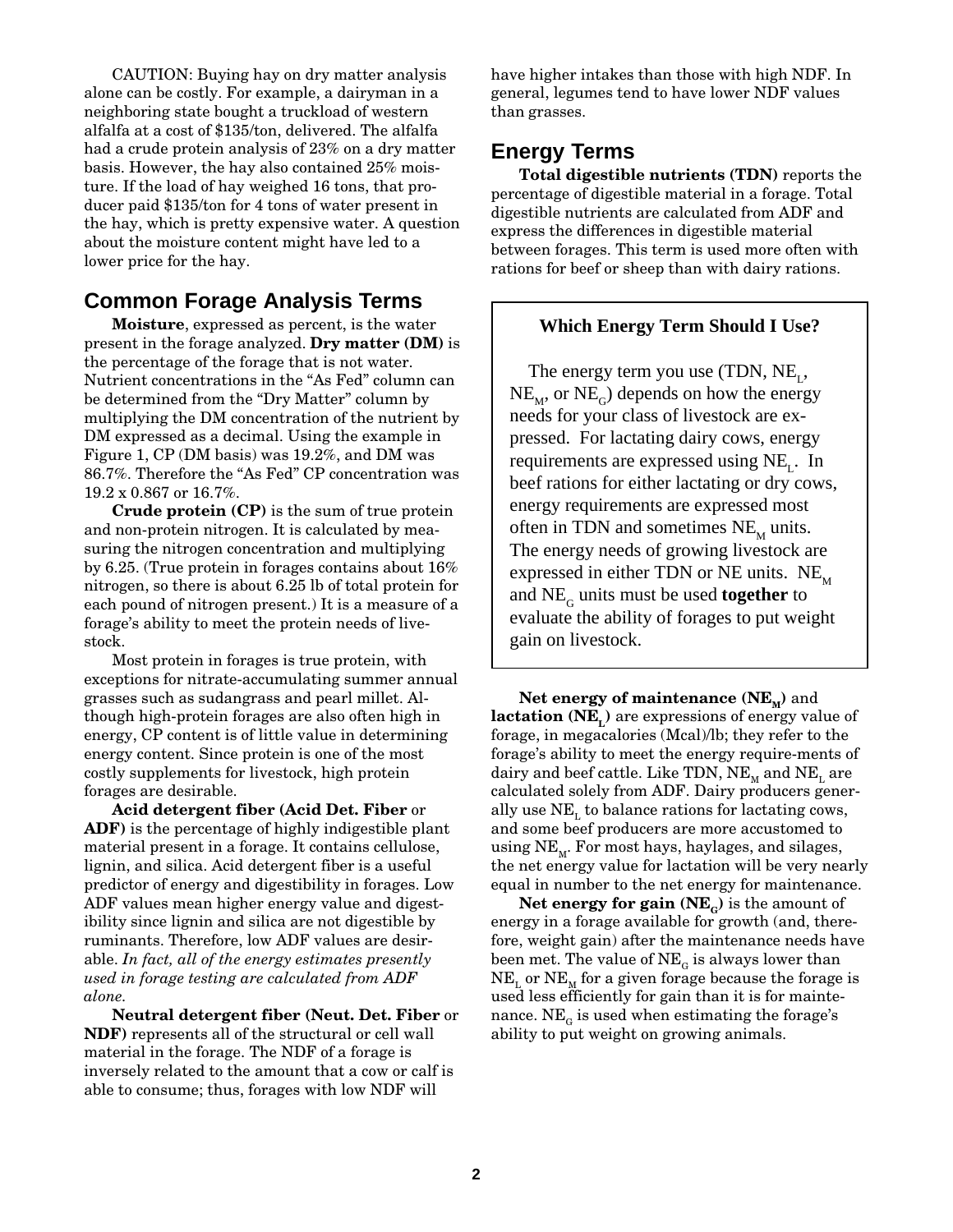CAUTION: Buying hay on dry matter analysis alone can be costly. For example, a dairyman in a neighboring state bought a truckload of western alfalfa at a cost of $135/ton, delivered. The alfalfa had a crude protein analysis of 23% on a dry matter basis. However, the hay also contained 25% moisture. If the load of hay weighed 16 tons, that producer paid $135/ton for 4 tons of water present in the hay, which is pretty expensive water. A question about the moisture content might have led to a lower price for the hay.

## Common Forage Analysis Terms

**Moisture**, expressed as percent, is the water present in the forage analyzed. **Dry matter (DM)** is the percentage of the forage that is not water. Nutrient concentrations in the "As Fed" column can be determined from the "Dry Matter" column by multiplying the DM concentration of the nutrient by DM expressed as a decimal. Using the example in Figure 1, CP (DM basis) was 19.2%, and DM was 86.7%. Therefore the "As Fed" CP concentration was 19.2 x 0.867 or 16.7%.

**Crude protein (CP)** is the sum of true protein and non-protein nitrogen. It is calculated by measuring the nitrogen concentration and multiplying by 6.25. (True protein in forages contains about 16% nitrogen, so there is about 6.25 lb of total protein for each pound of nitrogen present.) It is a measure of a forage's ability to meet the protein needs of livestock.

Most protein in forages is true protein, with exceptions for nitrate-accumulating summer annual grasses such as sudangrass and pearl millet. Although high-protein forages are also often high in energy, CP content is of little value in determining energy content. Since protein is one of the most costly supplements for livestock, high protein forages are desirable.

**Acid detergent fiber (Acid Det. Fiber** or **ADF)** is the percentage of highly indigestible plant material present in a forage. It contains cellulose, lignin, and silica. Acid detergent fiber is a useful predictor of energy and digestibility in forages. Low ADF values mean higher energy value and digestibility since lignin and silica are not digestible by ruminants. Therefore, low ADF values are desirable. *In fact, all of the energy estimates presently used in forage testing are calculated from ADF alone.*

**Neutral detergent fiber (Neut. Det. Fiber** or **NDF)** represents all of the structural or cell wall material in the forage. The NDF of a forage is inversely related to the amount that a cow or calf is able to consume; thus, forages with low NDF will have higher intakes than those with high NDF. In general, legumes tend to have lower NDF values than grasses.

## Energy Terms

**Total digestible nutrients (TDN)** reports the percentage of digestible material in a forage. Total digestible nutrients are calculated from ADF and express the differences in digestible material between forages. This term is used more often with rations for beef or sheep than with dairy rations.

> **Which Energy Term Should I Use?**
>
> The energy term you use (TDN, $NE_L$, $NE_M$, or $NE_G$) depends on how the energy needs for your class of livestock are expressed. For lactating dairy cows, energy requirements are expressed using $NE_L$. In beef rations for either lactating or dry cows, energy requirements are expressed most often in TDN and sometimes $NE_M$ units. The energy needs of growing livestock are expressed in either TDN or NE units. $NE_M$ and $NE_G$ units must be used **together** to evaluate the ability of forages to put weight gain on livestock.

**Net energy of maintenance ($NE_M$)** and **lactation ($NE_L$)** are expressions of energy value of forage, in megacalories (Mcal)/lb; they refer to the forage's ability to meet the energy require-ments of dairy and beef cattle. Like TDN, $NE_M$ and $NE_L$ are calculated solely from ADF. Dairy producers generally use $NE_L$ to balance rations for lactating cows, and some beef producers are more accustomed to using $NE_M$. For most hays, haylages, and silages, the net energy value for lactation will be very nearly equal in number to the net energy for maintenance.

**Net energy for gain ($NE_G$)** is the amount of energy in a forage available for growth (and, therefore, weight gain) after the maintenance needs have been met. The value of $NE_G$ is always lower than $NE_L$ or $NE_M$ for a given forage because the forage is used less efficiently for gain than it is for maintenance. $NE_G$ is used when estimating the forage's ability to put weight on growing animals.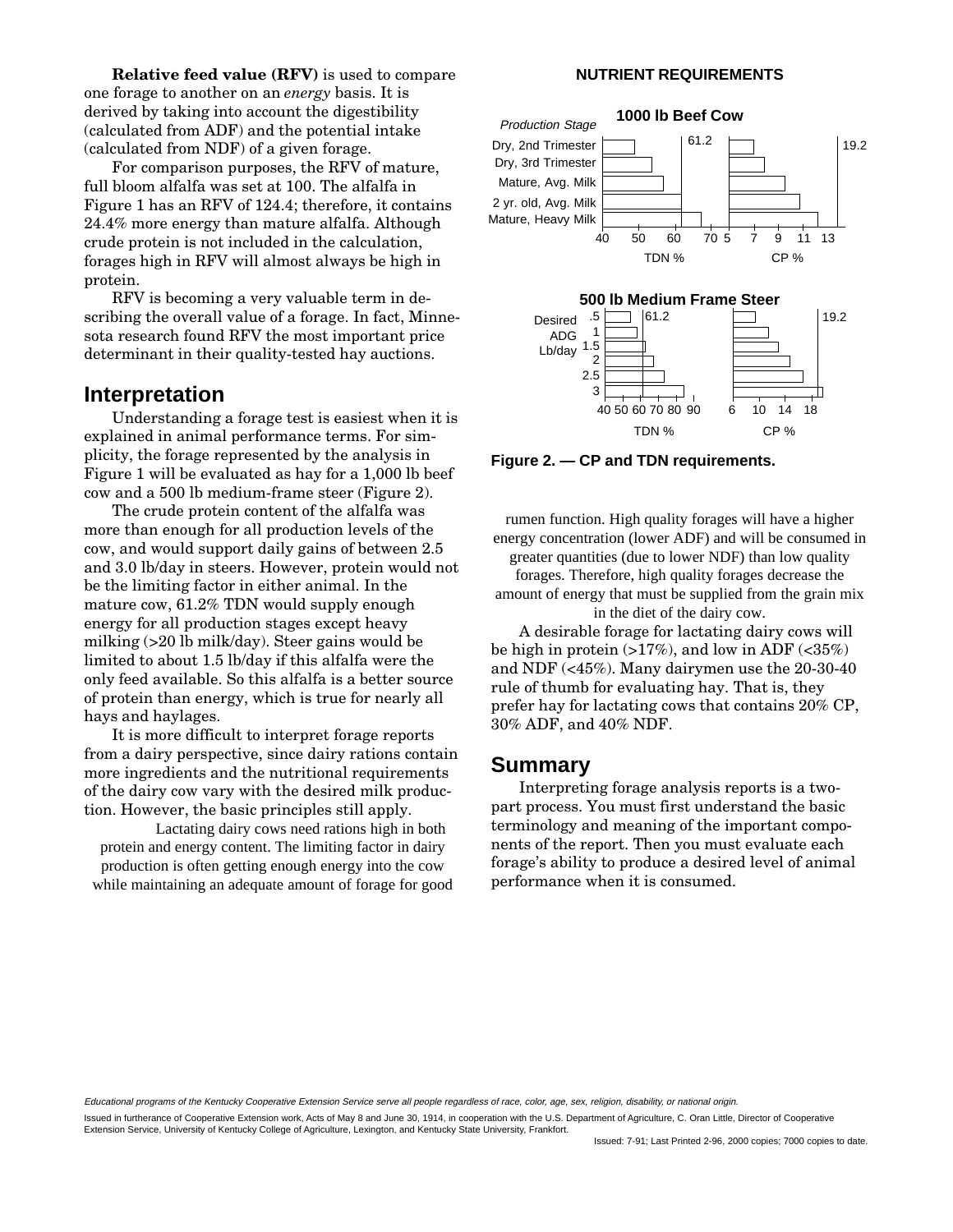**Relative feed value (RFV)** is used to compare one forage to another on an *energy* basis. It is derived by taking into account the digestibility (calculated from ADF) and the potential intake (calculated from NDF) of a given forage.

For comparison purposes, the RFV of mature, full bloom alfalfa was set at 100. The alfalfa in Figure 1 has an RFV of 124.4; therefore, it contains 24.4% more energy than mature alfalfa. Although crude protein is not included in the calculation, forages high in RFV will almost always be high in protein.

RFV is becoming a very valuable term in describing the overall value of a forage. In fact, Minnesota research found RFV the most important price determinant in their quality-tested hay auctions.

## Interpretation

Understanding a forage test is easiest when it is explained in animal performance terms. For simplicity, the forage represented by the analysis in Figure 1 will be evaluated as hay for a 1,000 lb beef cow and a 500 lb medium-frame steer (Figure 2).

The crude protein content of the alfalfa was more than enough for all production levels of the cow, and would support daily gains of between 2.5 and 3.0 lb/day in steers. However, protein would not be the limiting factor in either animal. In the mature cow, 61.2% TDN would supply enough energy for all production stages except heavy milking (>20 lb milk/day). Steer gains would be limited to about 1.5 lb/day if this alfalfa were the only feed available. So this alfalfa is a better source of protein than energy, which is true for nearly all hays and haylages.

It is more difficult to interpret forage reports from a dairy perspective, since dairy rations contain more ingredients and the nutritional requirements of the dairy cow vary with the desired milk production. However, the basic principles still apply.

Lactating dairy cows need rations high in both protein and energy content. The limiting factor in dairy production is often getting enough energy into the cow while maintaining an adequate amount of forage for good rumen function. High quality forages will have a higher energy concentration (lower ADF) and will be consumed in greater quantities (due to lower NDF) than low quality forages. Therefore, high quality forages decrease the amount of energy that must be supplied from the grain mix in the diet of the dairy cow.

**NUTRIENT REQUIREMENTS**

**1000 lb Beef Cow**

*Production Stage*

Dry, 2nd Trimester
Dry, 3rd Trimester
Mature, Avg. Milk
2 yr. old, Avg. Milk
Mature, Heavy Milk

61.2
19.2

40 50 60 70
TDN %

5 7 9 11 13
CP %

**500 lb Medium Frame Steer**

Desired ADG Lb/day

.5
1
1.5
2
2.5
3

61.2
19.2

40 50 60 70 80 90
TDN %

6 10 14 18
CP %

**Figure 2. — CP and TDN requirements.**

A desirable forage for lactating dairy cows will be high in protein (>17%), and low in ADF (<35%) and NDF (<45%). Many dairymen use the 20-30-40 rule of thumb for evaluating hay. That is, they prefer hay for lactating cows that contains 20% CP, 30% ADF, and 40% NDF.

## Summary

Interpreting forage analysis reports is a two-part process. You must first understand the basic terminology and meaning of the important components of the report. Then you must evaluate each forage's ability to produce a desired level of animal performance when it is consumed.

*Educational programs of the Kentucky Cooperative Extension Service serve all people regardless of race, color, age, sex, religion, disability, or national origin.*

Issued in furtherance of Cooperative Extension work, Acts of May 8 and June 30, 1914, in cooperation with the U.S. Department of Agriculture, C. Oran Little, Director of Cooperative Extension Service, University of Kentucky College of Agriculture, Lexington, and Kentucky State University, Frankfort.

Issued: 7-91; Last Printed 2-96, 2000 copies; 7000 copies to date.